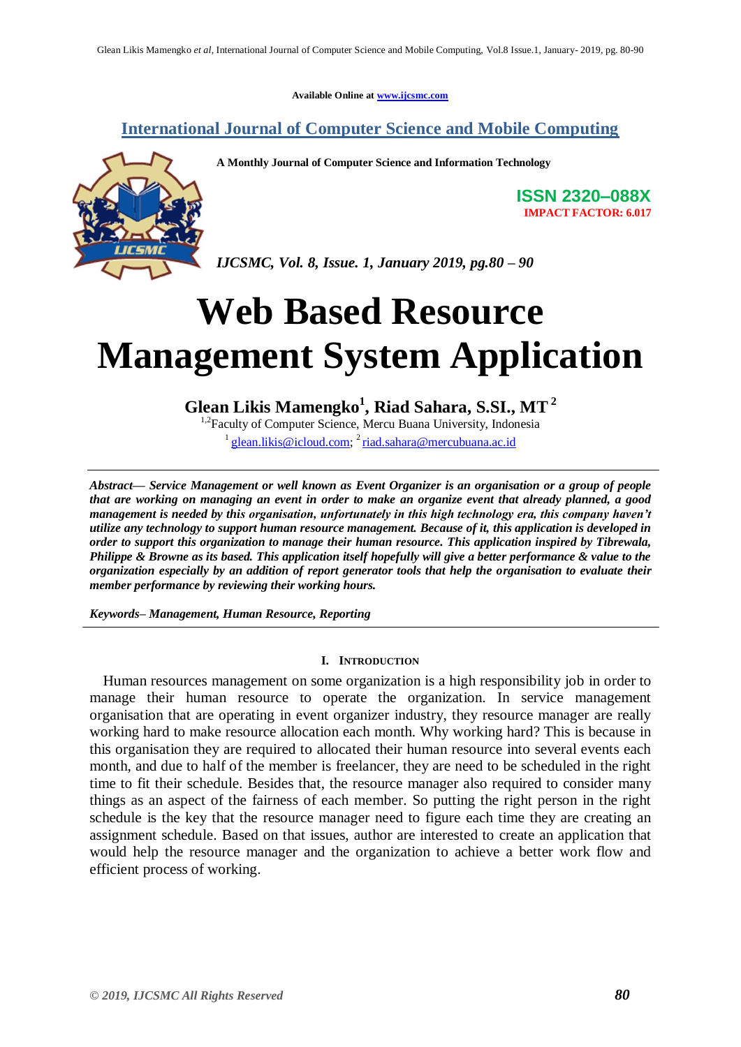Available Online at www.ijcsmc.com

**International Journal of Computer Science and Mobile Computing**

**A Monthly Journal of Computer Science and Information Technology**

**ISSN 2320–088X**
**IMPACT FACTOR: 6.017**

***IJCSMC, Vol. 8, Issue. 1, January 2019, pg.80 – 90***

# Web Based Resource Management System Application

**Glean Likis Mamengko[1], Riad Sahara, S.SI., MT[2]**

[1,2]Faculty of Computer Science, Mercu Buana University, Indonesia

[1] glean.likis@icloud.com; [2] riad.sahara@mercubuana.ac.id

***Abstract— Service Management or well known as Event Organizer is an organisation or a group of people that are working on managing an event in order to make an organize event that already planned, a good management is needed by this organisation, unfortunately in this high technology era, this company haven't utilize any technology to support human resource management. Because of it, this application is developed in order to support this organization to manage their human resource. This application inspired by Tibrewala, Philippe & Browne as its based. This application itself hopefully will give a better performance & value to the organization especially by an addition of report generator tools that help the organisation to evaluate their member performance by reviewing their working hours.***

***Keywords– Management, Human Resource, Reporting***

## I. Introduction

Human resources management on some organization is a high responsibility job in order to manage their human resource to operate the organization. In service management organisation that are operating in event organizer industry, they resource manager are really working hard to make resource allocation each month. Why working hard? This is because in this organisation they are required to allocated their human resource into several events each month, and due to half of the member is freelancer, they are need to be scheduled in the right time to fit their schedule. Besides that, the resource manager also required to consider many things as an aspect of the fairness of each member. So putting the right person in the right schedule is the key that the resource manager need to figure each time they are creating an assignment schedule. Based on that issues, author are interested to create an application that would help the resource manager and the organization to achieve a better work flow and efficient process of working.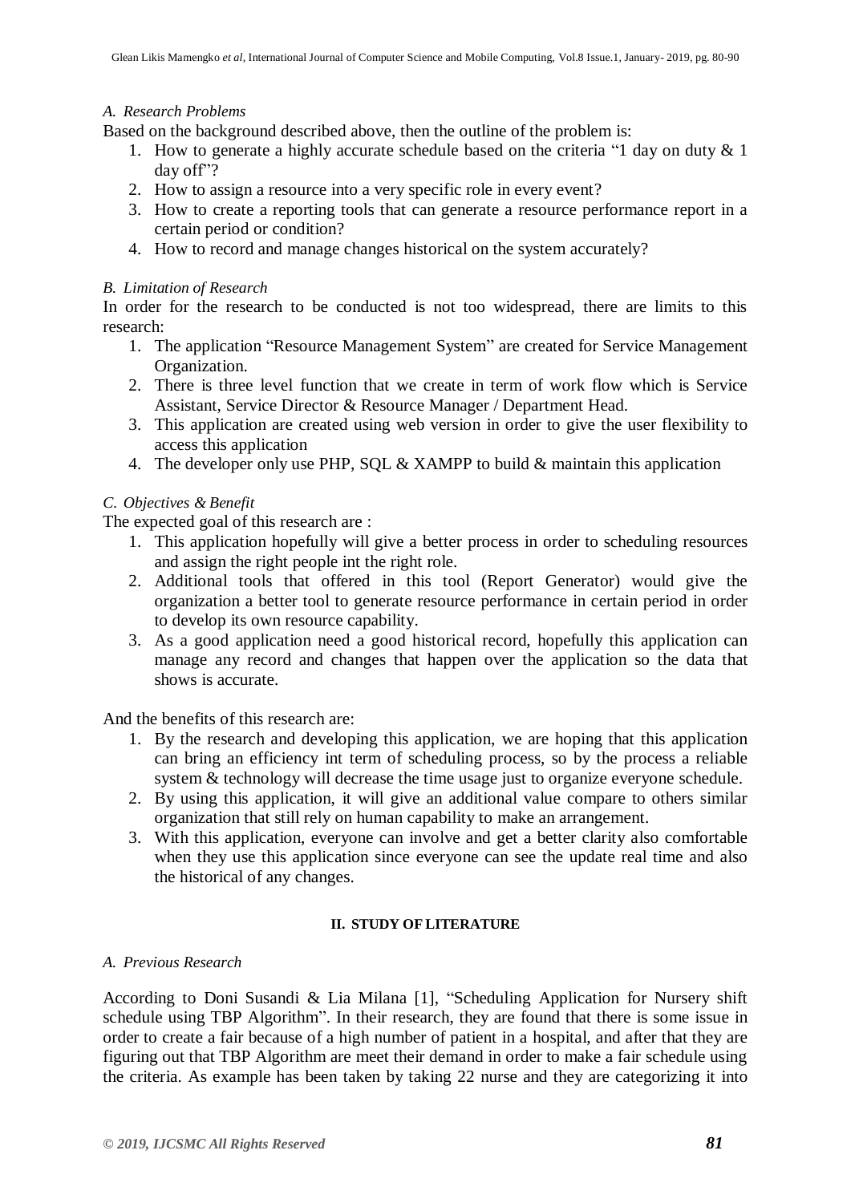### *A. Research Problems*

Based on the background described above, then the outline of the problem is:

1. How to generate a highly accurate schedule based on the criteria "1 day on duty & 1 day off"?
2. How to assign a resource into a very specific role in every event?
3. How to create a reporting tools that can generate a resource performance report in a certain period or condition?
4. How to record and manage changes historical on the system accurately?

### *B. Limitation of Research*

In order for the research to be conducted is not too widespread, there are limits to this research:

1. The application "Resource Management System" are created for Service Management Organization.
2. There is three level function that we create in term of work flow which is Service Assistant, Service Director & Resource Manager / Department Head.
3. This application are created using web version in order to give the user flexibility to access this application
4. The developer only use PHP, SQL & XAMPP to build & maintain this application

### *C. Objectives & Benefit*

The expected goal of this research are :

1. This application hopefully will give a better process in order to scheduling resources and assign the right people int the right role.
2. Additional tools that offered in this tool (Report Generator) would give the organization a better tool to generate resource performance in certain period in order to develop its own resource capability.
3. As a good application need a good historical record, hopefully this application can manage any record and changes that happen over the application so the data that shows is accurate.

And the benefits of this research are:

1. By the research and developing this application, we are hoping that this application can bring an efficiency int term of scheduling process, so by the process a reliable system & technology will decrease the time usage just to organize everyone schedule.
2. By using this application, it will give an additional value compare to others similar organization that still rely on human capability to make an arrangement.
3. With this application, everyone can involve and get a better clarity also comfortable when they use this application since everyone can see the update real time and also the historical of any changes.

## II. STUDY OF LITERATURE

### *A. Previous Research*

According to Doni Susandi & Lia Milana [1], "Scheduling Application for Nursery shift schedule using TBP Algorithm". In their research, they are found that there is some issue in order to create a fair because of a high number of patient in a hospital, and after that they are figuring out that TBP Algorithm are meet their demand in order to make a fair schedule using the criteria. As example has been taken by taking 22 nurse and they are categorizing it into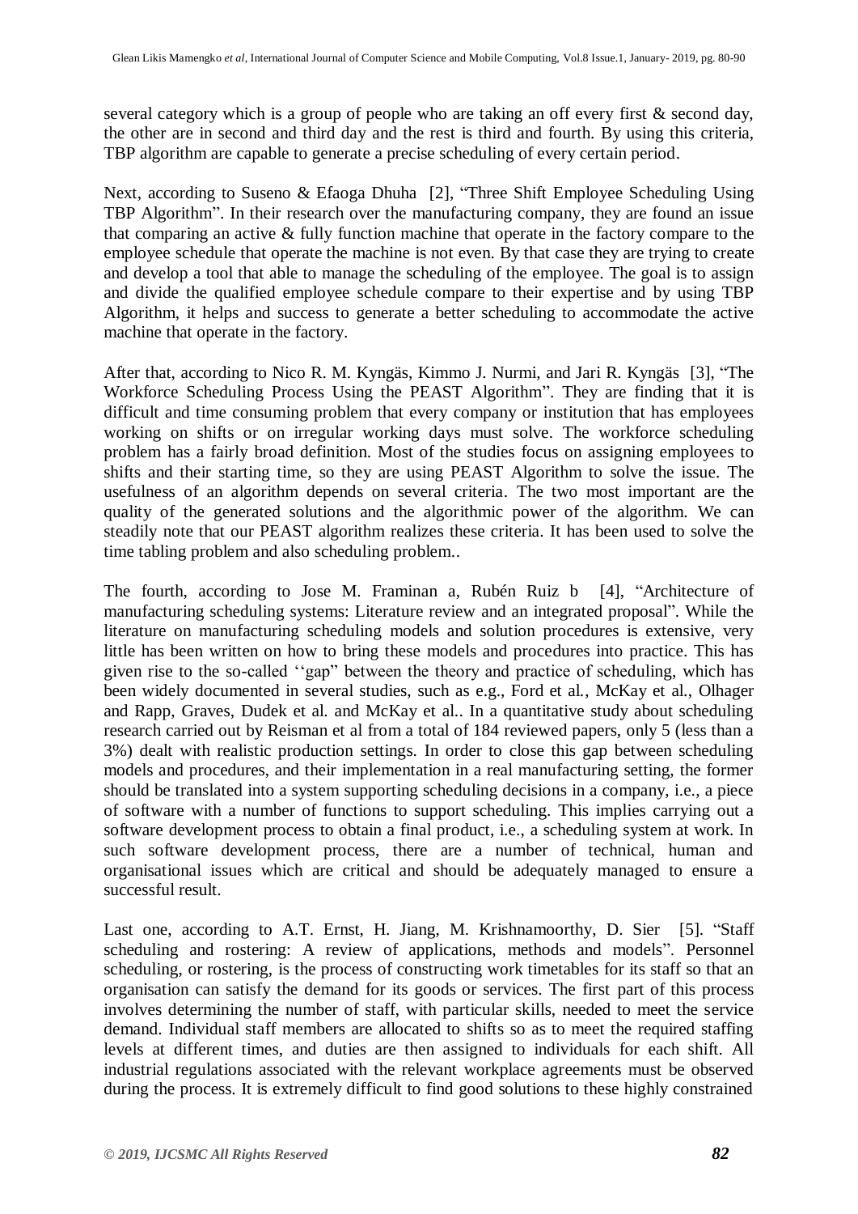several category which is a group of people who are taking an off every first & second day, the other are in second and third day and the rest is third and fourth. By using this criteria, TBP algorithm are capable to generate a precise scheduling of every certain period.

Next, according to Suseno & Efaoga Dhuha [2], "Three Shift Employee Scheduling Using TBP Algorithm". In their research over the manufacturing company, they are found an issue that comparing an active & fully function machine that operate in the factory compare to the employee schedule that operate the machine is not even. By that case they are trying to create and develop a tool that able to manage the scheduling of the employee. The goal is to assign and divide the qualified employee schedule compare to their expertise and by using TBP Algorithm, it helps and success to generate a better scheduling to accommodate the active machine that operate in the factory.

After that, according to Nico R. M. Kyngäs, Kimmo J. Nurmi, and Jari R. Kyngäs [3], "The Workforce Scheduling Process Using the PEAST Algorithm". They are finding that it is difficult and time consuming problem that every company or institution that has employees working on shifts or on irregular working days must solve. The workforce scheduling problem has a fairly broad definition. Most of the studies focus on assigning employees to shifts and their starting time, so they are using PEAST Algorithm to solve the issue. The usefulness of an algorithm depends on several criteria. The two most important are the quality of the generated solutions and the algorithmic power of the algorithm. We can steadily note that our PEAST algorithm realizes these criteria. It has been used to solve the time tabling problem and also scheduling problem..

The fourth, according to Jose M. Framinan a, Rubén Ruiz b [4], "Architecture of manufacturing scheduling systems: Literature review and an integrated proposal". While the literature on manufacturing scheduling models and solution procedures is extensive, very little has been written on how to bring these models and procedures into practice. This has given rise to the so-called ''gap" between the theory and practice of scheduling, which has been widely documented in several studies, such as e.g., Ford et al., McKay et al., Olhager and Rapp, Graves, Dudek et al. and McKay et al.. In a quantitative study about scheduling research carried out by Reisman et al from a total of 184 reviewed papers, only 5 (less than a 3%) dealt with realistic production settings. In order to close this gap between scheduling models and procedures, and their implementation in a real manufacturing setting, the former should be translated into a system supporting scheduling decisions in a company, i.e., a piece of software with a number of functions to support scheduling. This implies carrying out a software development process to obtain a final product, i.e., a scheduling system at work. In such software development process, there are a number of technical, human and organisational issues which are critical and should be adequately managed to ensure a successful result.

Last one, according to A.T. Ernst, H. Jiang, M. Krishnamoorthy, D. Sier [5]. "Staff scheduling and rostering: A review of applications, methods and models". Personnel scheduling, or rostering, is the process of constructing work timetables for its staff so that an organisation can satisfy the demand for its goods or services. The first part of this process involves determining the number of staff, with particular skills, needed to meet the service demand. Individual staff members are allocated to shifts so as to meet the required staffing levels at different times, and duties are then assigned to individuals for each shift. All industrial regulations associated with the relevant workplace agreements must be observed during the process. It is extremely difficult to find good solutions to these highly constrained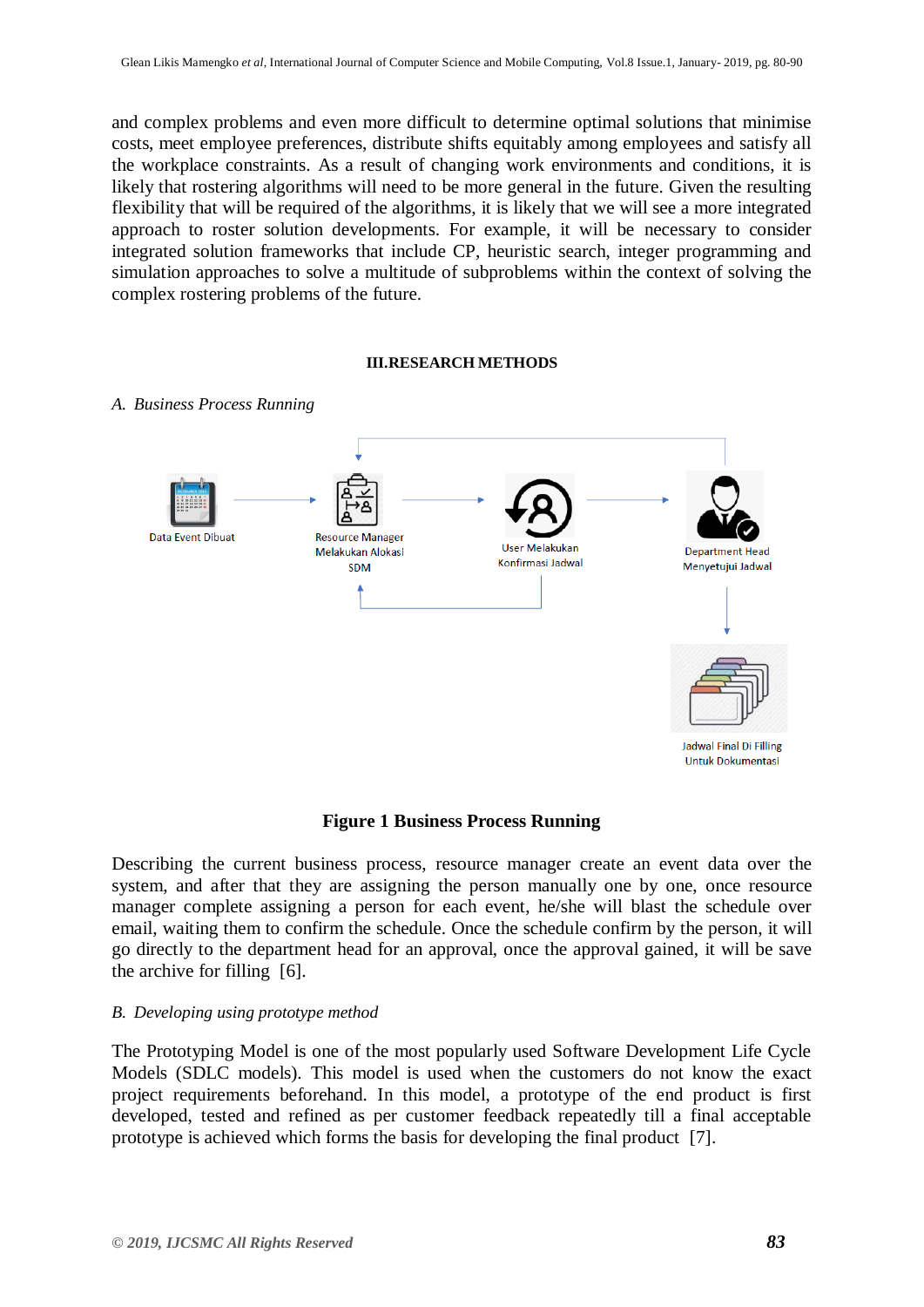and complex problems and even more difficult to determine optimal solutions that minimise costs, meet employee preferences, distribute shifts equitably among employees and satisfy all the workplace constraints. As a result of changing work environments and conditions, it is likely that rostering algorithms will need to be more general in the future. Given the resulting flexibility that will be required of the algorithms, it is likely that we will see a more integrated approach to roster solution developments. For example, it will be necessary to consider integrated solution frameworks that include CP, heuristic search, integer programming and simulation approaches to solve a multitude of subproblems within the context of solving the complex rostering problems of the future.

## III.RESEARCH METHODS

### *A. Business Process Running*

Data Event Dibuat

Resource Manager Melakukan Alokasi SDM

User Melakukan Konfirmasi Jadwal

Department Head Menyetujui Jadwal

Jadwal Final Di Filling Untuk Dokumentasi

**Figure 1 Business Process Running**

Describing the current business process, resource manager create an event data over the system, and after that they are assigning the person manually one by one, once resource manager complete assigning a person for each event, he/she will blast the schedule over email, waiting them to confirm the schedule. Once the schedule confirm by the person, it will go directly to the department head for an approval, once the approval gained, it will be save the archive for filling [6].

### *B. Developing using prototype method*

The Prototyping Model is one of the most popularly used Software Development Life Cycle Models (SDLC models). This model is used when the customers do not know the exact project requirements beforehand. In this model, a prototype of the end product is first developed, tested and refined as per customer feedback repeatedly till a final acceptable prototype is achieved which forms the basis for developing the final product [7].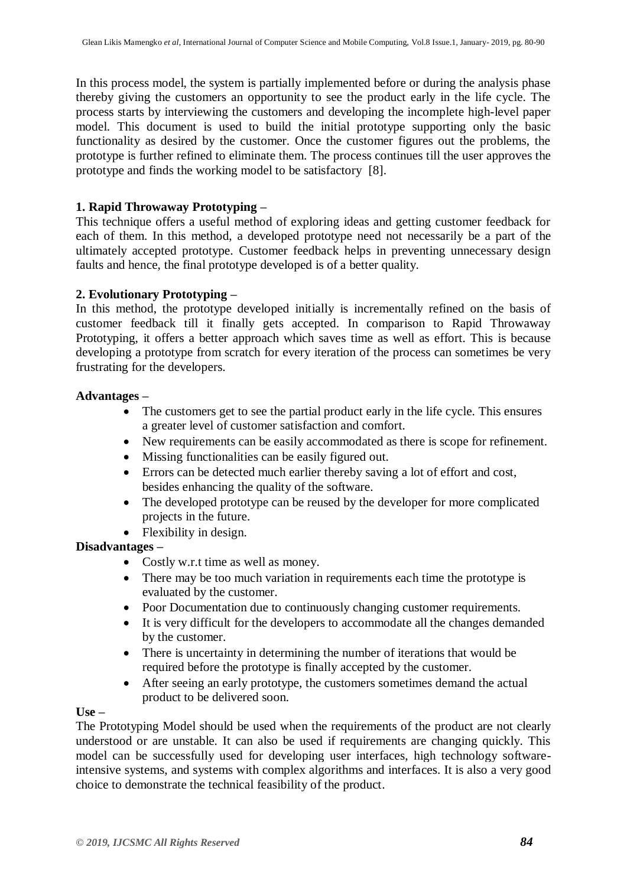In this process model, the system is partially implemented before or during the analysis phase thereby giving the customers an opportunity to see the product early in the life cycle. The process starts by interviewing the customers and developing the incomplete high-level paper model. This document is used to build the initial prototype supporting only the basic functionality as desired by the customer. Once the customer figures out the problems, the prototype is further refined to eliminate them. The process continues till the user approves the prototype and finds the working model to be satisfactory [8].

**1. Rapid Throwaway Prototyping –**
This technique offers a useful method of exploring ideas and getting customer feedback for each of them. In this method, a developed prototype need not necessarily be a part of the ultimately accepted prototype. Customer feedback helps in preventing unnecessary design faults and hence, the final prototype developed is of a better quality.

**2. Evolutionary Prototyping –**
In this method, the prototype developed initially is incrementally refined on the basis of customer feedback till it finally gets accepted. In comparison to Rapid Throwaway Prototyping, it offers a better approach which saves time as well as effort. This is because developing a prototype from scratch for every iteration of the process can sometimes be very frustrating for the developers.

**Advantages –**

- The customers get to see the partial product early in the life cycle. This ensures a greater level of customer satisfaction and comfort.
- New requirements can be easily accommodated as there is scope for refinement.
- Missing functionalities can be easily figured out.
- Errors can be detected much earlier thereby saving a lot of effort and cost, besides enhancing the quality of the software.
- The developed prototype can be reused by the developer for more complicated projects in the future.
- Flexibility in design.

**Disadvantages –**

- Costly w.r.t time as well as money.
- There may be too much variation in requirements each time the prototype is evaluated by the customer.
- Poor Documentation due to continuously changing customer requirements.
- It is very difficult for the developers to accommodate all the changes demanded by the customer.
- There is uncertainty in determining the number of iterations that would be required before the prototype is finally accepted by the customer.
- After seeing an early prototype, the customers sometimes demand the actual product to be delivered soon.

**Use –**
The Prototyping Model should be used when the requirements of the product are not clearly understood or are unstable. It can also be used if requirements are changing quickly. This model can be successfully used for developing user interfaces, high technology software-intensive systems, and systems with complex algorithms and interfaces. It is also a very good choice to demonstrate the technical feasibility of the product.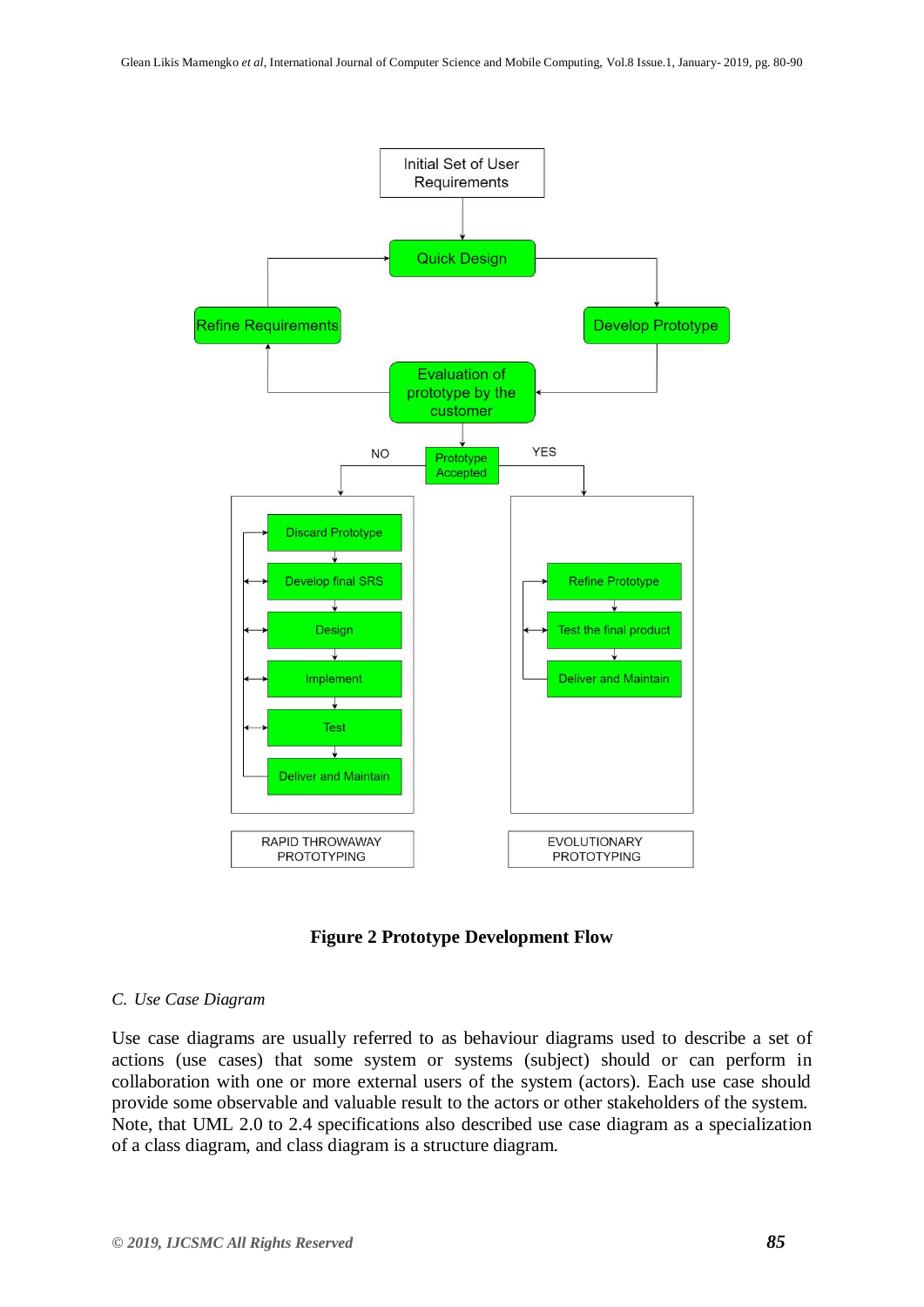**Figure 2 Prototype Development Flow**

*C. Use Case Diagram*

Use case diagrams are usually referred to as behaviour diagrams used to describe a set of actions (use cases) that some system or systems (subject) should or can perform in collaboration with one or more external users of the system (actors). Each use case should provide some observable and valuable result to the actors or other stakeholders of the system. Note, that UML 2.0 to 2.4 specifications also described use case diagram as a specialization of a class diagram, and class diagram is a structure diagram.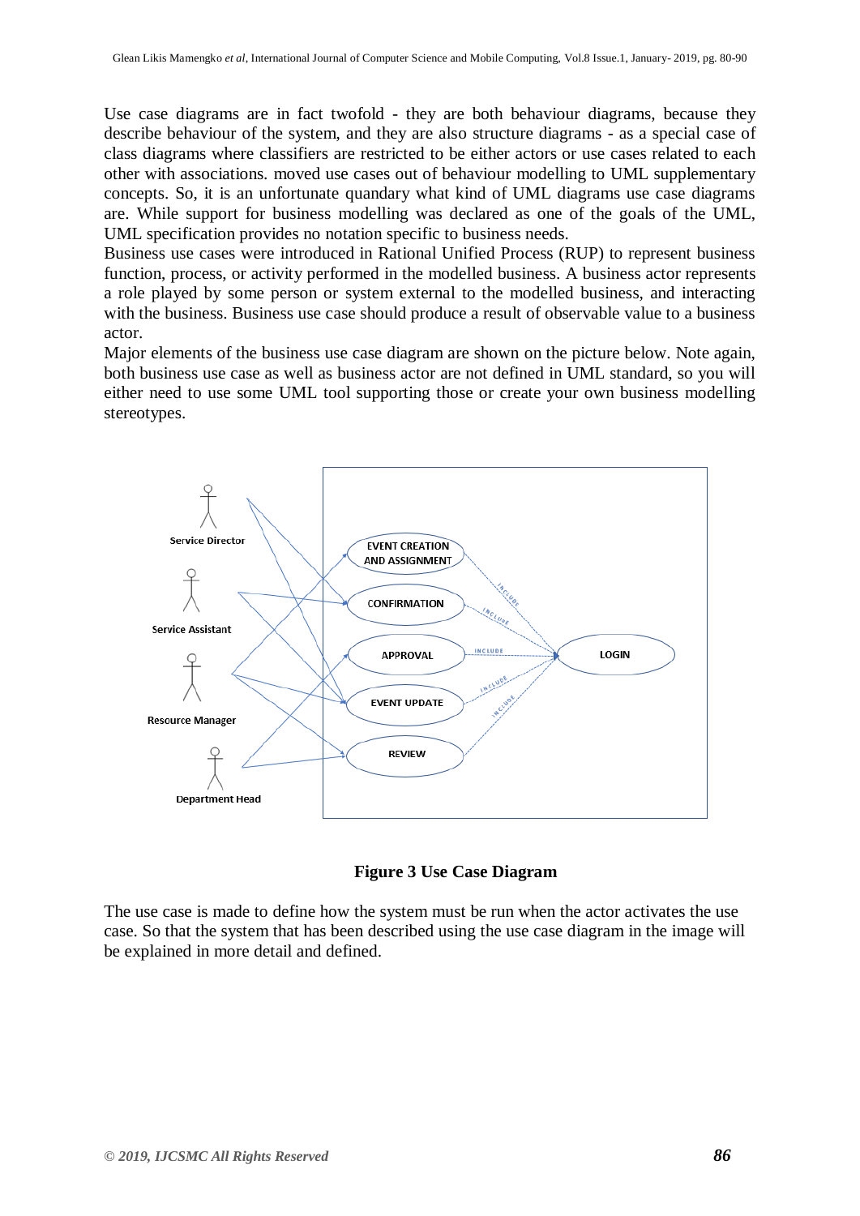Use case diagrams are in fact twofold - they are both behaviour diagrams, because they describe behaviour of the system, and they are also structure diagrams - as a special case of class diagrams where classifiers are restricted to be either actors or use cases related to each other with associations. moved use cases out of behaviour modelling to UML supplementary concepts. So, it is an unfortunate quandary what kind of UML diagrams use case diagrams are. While support for business modelling was declared as one of the goals of the UML, UML specification provides no notation specific to business needs.

Business use cases were introduced in Rational Unified Process (RUP) to represent business function, process, or activity performed in the modelled business. A business actor represents a role played by some person or system external to the modelled business, and interacting with the business. Business use case should produce a result of observable value to a business actor.

Major elements of the business use case diagram are shown on the picture below. Note again, both business use case as well as business actor are not defined in UML standard, so you will either need to use some UML tool supporting those or create your own business modelling stereotypes.

**Figure 3 Use Case Diagram**

The use case is made to define how the system must be run when the actor activates the use case. So that the system that has been described using the use case diagram in the image will be explained in more detail and defined.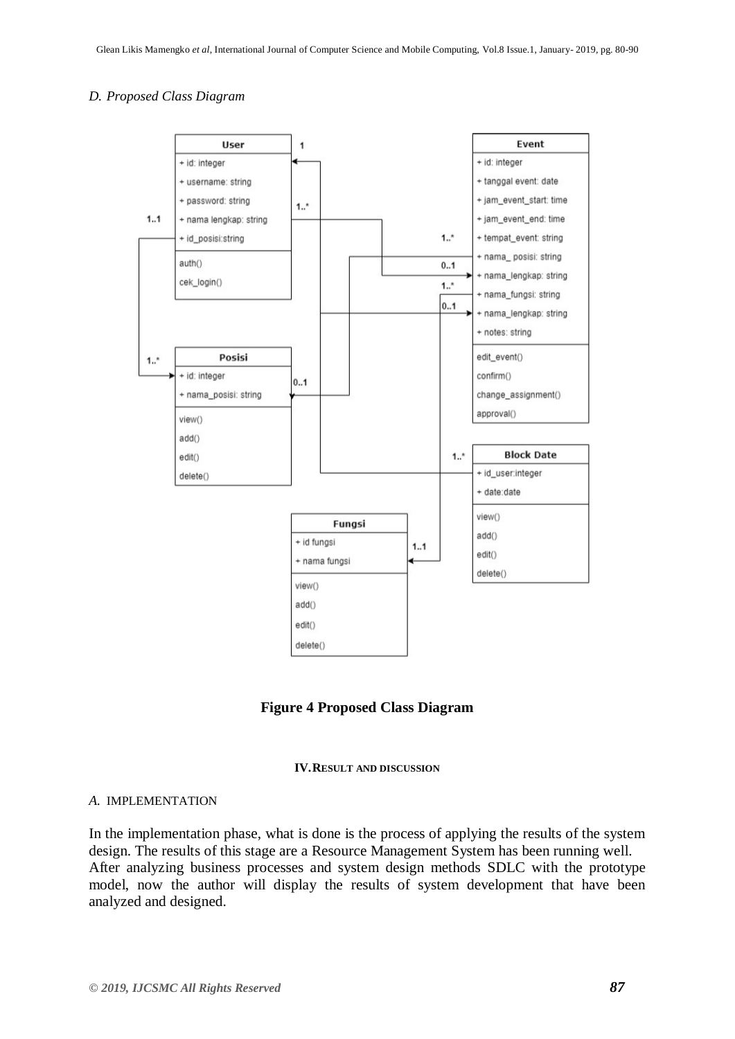*D. Proposed Class Diagram*

**Figure 4 Proposed Class Diagram**

## IV. RESULT AND DISCUSSION

### *A.* IMPLEMENTATION

In the implementation phase, what is done is the process of applying the results of the system design. The results of this stage are a Resource Management System has been running well.
After analyzing business processes and system design methods SDLC with the prototype model, now the author will display the results of system development that have been analyzed and designed.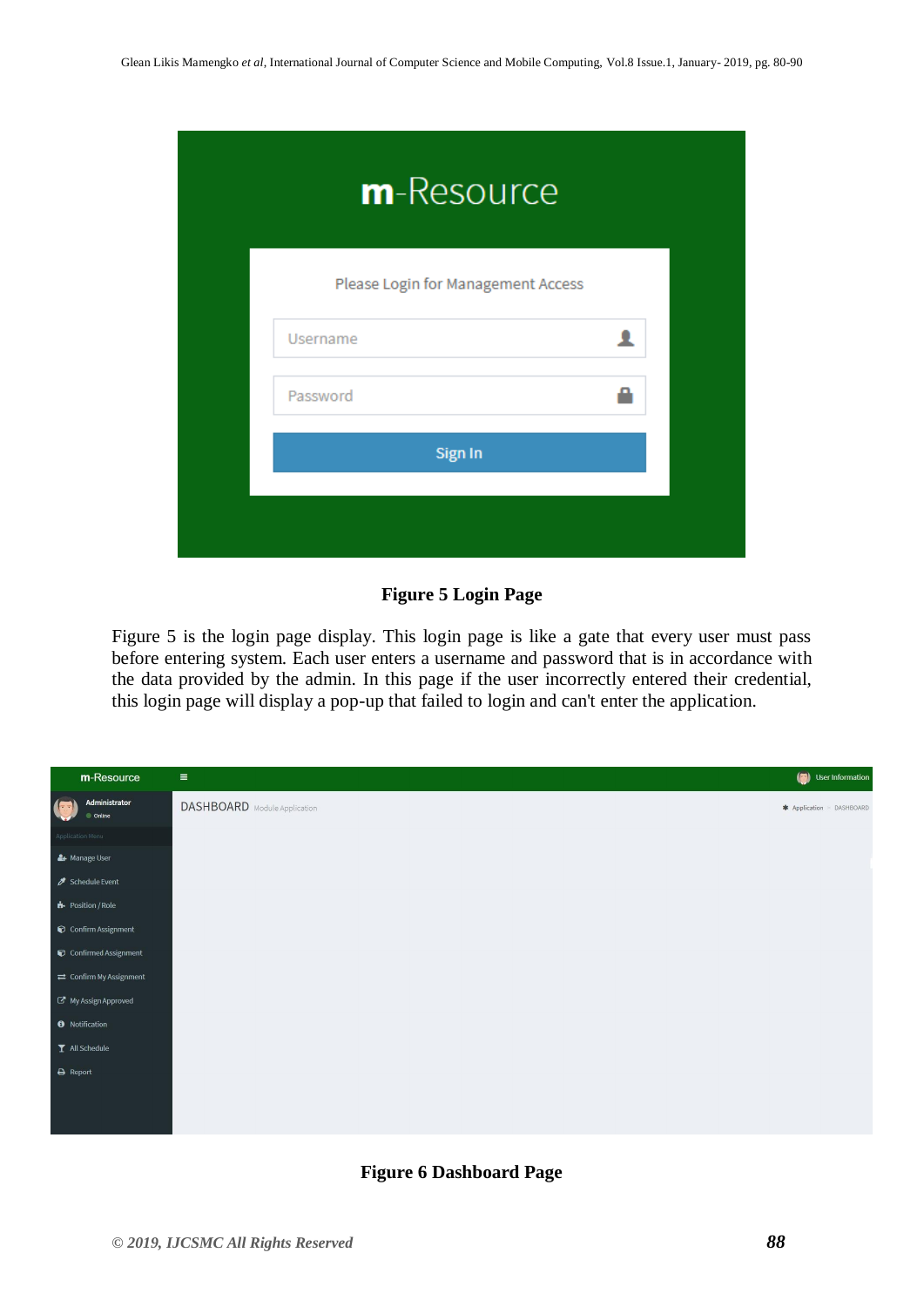**Figure 5 Login Page**

Figure 5 is the login page display. This login page is like a gate that every user must pass before entering system. Each user enters a username and password that is in accordance with the data provided by the admin. In this page if the user incorrectly entered their credential, this login page will display a pop-up that failed to login and can't enter the application.

**Figure 6 Dashboard Page**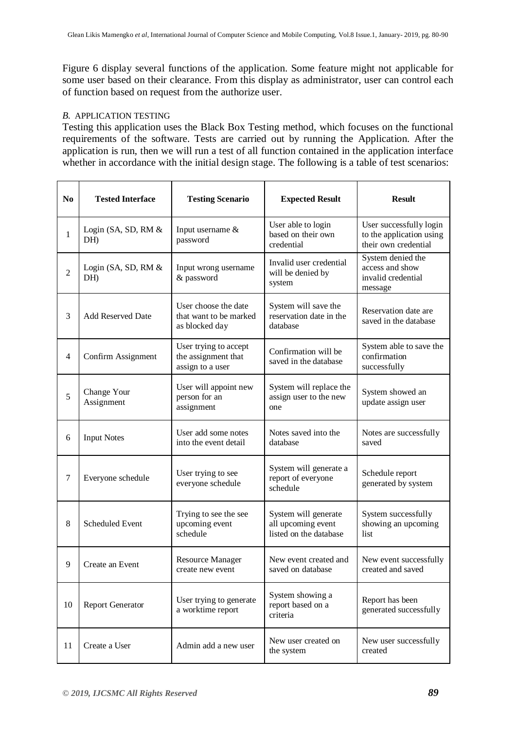Figure 6 display several functions of the application. Some feature might not applicable for some user based on their clearance. From this display as administrator, user can control each of function based on request from the authorize user.

### *B.* APPLICATION TESTING

Testing this application uses the Black Box Testing method, which focuses on the functional requirements of the software. Tests are carried out by running the Application. After the application is run, then we will run a test of all function contained in the application interface whether in accordance with the initial design stage. The following is a table of test scenarios:

| No | Tested Interface | Testing Scenario | Expected Result | Result |
|---|---|---|---|---|
| 1 | Login (SA, SD, RM & DH) | Input username & password | User able to login based on their own credential | User successfully login to the application using their own credential |
| 2 | Login (SA, SD, RM & DH) | Input wrong username & password | Invalid user credential will be denied by system | System denied the access and show invalid credential message |
| 3 | Add Reserved Date | User choose the date that want to be marked as blocked day | System will save the reservation date in the database | Reservation date are saved in the database |
| 4 | Confirm Assignment | User trying to accept the assignment that assign to a user | Confirmation will be saved in the database | System able to save the confirmation successfully |
| 5 | Change Your Assignment | User will appoint new person for an assignment | System will replace the assign user to the new one | System showed an update assign user |
| 6 | Input Notes | User add some notes into the event detail | Notes saved into the database | Notes are successfully saved |
| 7 | Everyone schedule | User trying to see everyone schedule | System will generate a report of everyone schedule | Schedule report generated by system |
| 8 | Scheduled Event | Trying to see the see upcoming event schedule | System will generate all upcoming event listed on the database | System successfully showing an upcoming list |
| 9 | Create an Event | Resource Manager create new event | New event created and saved on database | New event successfully created and saved |
| 10 | Report Generator | User trying to generate a worktime report | System showing a report based on a criteria | Report has been generated successfully |
| 11 | Create a User | Admin add a new user | New user created on the system | New user successfully created |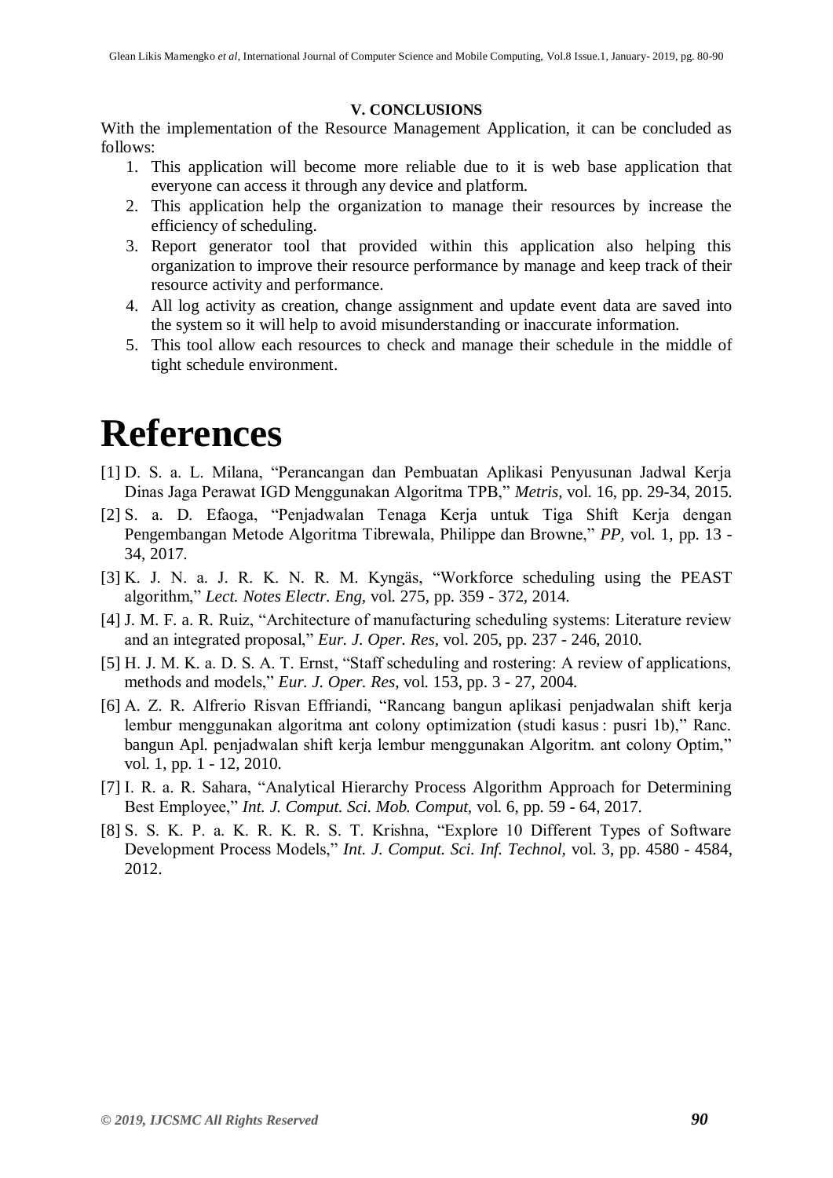## V. CONCLUSIONS

With the implementation of the Resource Management Application, it can be concluded as follows:

1. This application will become more reliable due to it is web base application that everyone can access it through any device and platform.
2. This application help the organization to manage their resources by increase the efficiency of scheduling.
3. Report generator tool that provided within this application also helping this organization to improve their resource performance by manage and keep track of their resource activity and performance.
4. All log activity as creation, change assignment and update event data are saved into the system so it will help to avoid misunderstanding or inaccurate information.
5. This tool allow each resources to check and manage their schedule in the middle of tight schedule environment.

# References

[1] D. S. a. L. Milana, "Perancangan dan Pembuatan Aplikasi Penyusunan Jadwal Kerja Dinas Jaga Perawat IGD Menggunakan Algoritma TPB," *Metris,* vol. 16, pp. 29-34, 2015.

[2] S. a. D. Efaoga, "Penjadwalan Tenaga Kerja untuk Tiga Shift Kerja dengan Pengembangan Metode Algoritma Tibrewala, Philippe dan Browne," *PP,* vol. 1, pp. 13 - 34, 2017.

[3] K. J. N. a. J. R. K. N. R. M. Kyngäs, "Workforce scheduling using the PEAST algorithm," *Lect. Notes Electr. Eng,* vol. 275, pp. 359 - 372, 2014.

[4] J. M. F. a. R. Ruiz, "Architecture of manufacturing scheduling systems: Literature review and an integrated proposal," *Eur. J. Oper. Res,* vol. 205, pp. 237 - 246, 2010.

[5] H. J. M. K. a. D. S. A. T. Ernst, "Staff scheduling and rostering: A review of applications, methods and models," *Eur. J. Oper. Res,* vol. 153, pp. 3 - 27, 2004.

[6] A. Z. R. Alfrerio Risvan Effriandi, "Rancang bangun aplikasi penjadwalan shift kerja lembur menggunakan algoritma ant colony optimization (studi kasus : pusri 1b)," Ranc. bangun Apl. penjadwalan shift kerja lembur menggunakan Algoritm. ant colony Optim," vol. 1, pp. 1 - 12, 2010.

[7] I. R. a. R. Sahara, "Analytical Hierarchy Process Algorithm Approach for Determining Best Employee," *Int. J. Comput. Sci. Mob. Comput,* vol. 6, pp. 59 - 64, 2017.

[8] S. S. K. P. a. K. R. K. R. S. T. Krishna, "Explore 10 Different Types of Software Development Process Models," *Int. J. Comput. Sci. Inf. Technol,* vol. 3, pp. 4580 - 4584, 2012.